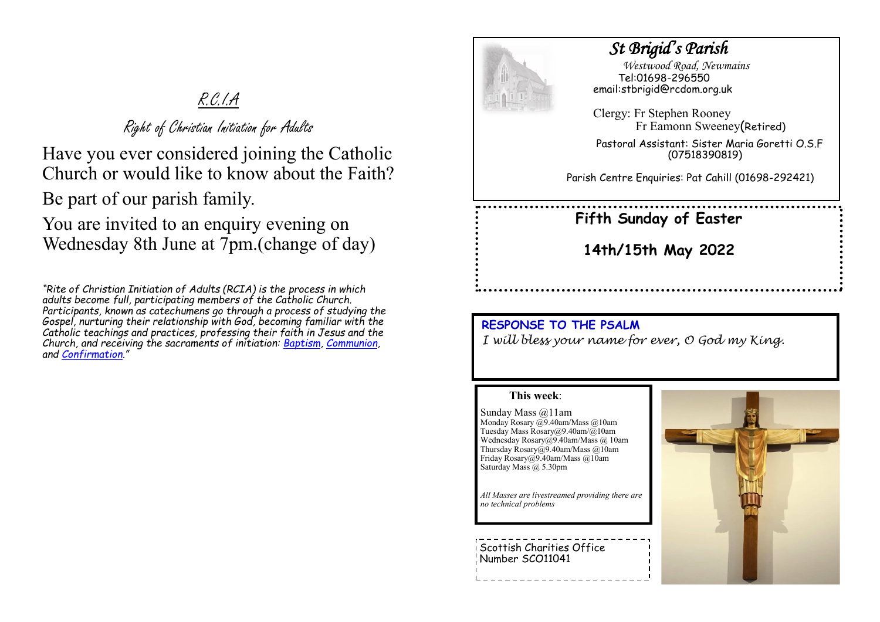# R.C.I.A

## Right of Christian Initiation for Adults

Have you ever considered joining the Catholic Church or would like to know about the Faith?

Be part of our parish family.

You are invited to an enquiry evening on Wednesday 8th June at 7pm.(change of day)

*"Rite of Christian Initiation of Adults (RCIA) is the process in which adults become full, participating members of the Catholic Church. Participants, known as catechumens go through a process of studying the Gospel, nurturing their relationship with God, becoming familiar with the Catholic teachings and practices, professing their faith in Jesus and the Church, and receiving the sacraments of initiation: Baptism, Communion, and Confirmation."*

# *St Brigid's Parish*

*Westwood Road, Newmains*
Tel:01698-296550
email:stbrigid@rcdom.org.uk

Clergy: Fr Stephen Rooney
Fr Eamonn Sweeney(Retired)

Pastoral Assistant: Sister Maria Goretti O.S.F (07518390819)

Parish Centre Enquiries: Pat Cahill (01698-292421)

## Fifth Sunday of Easter

## 14th/15th May 2022

**RESPONSE TO THE PSALM**

*I will bless your name for ever, O God my King.*

**This week**:

Sunday Mass @11am
Monday Rosary @9.40am/Mass @10am
Tuesday Mass Rosary@9.40am/@10am
Wednesday Rosary@9.40am/Mass @ 10am
Thursday Rosary@9.40am/Mass @10am
Friday Rosary@9.40am/Mass @10am
Saturday Mass @ 5.30pm

*All Masses are livestreamed providing there are no technical problems*

Scottish Charities Office Number SCO11041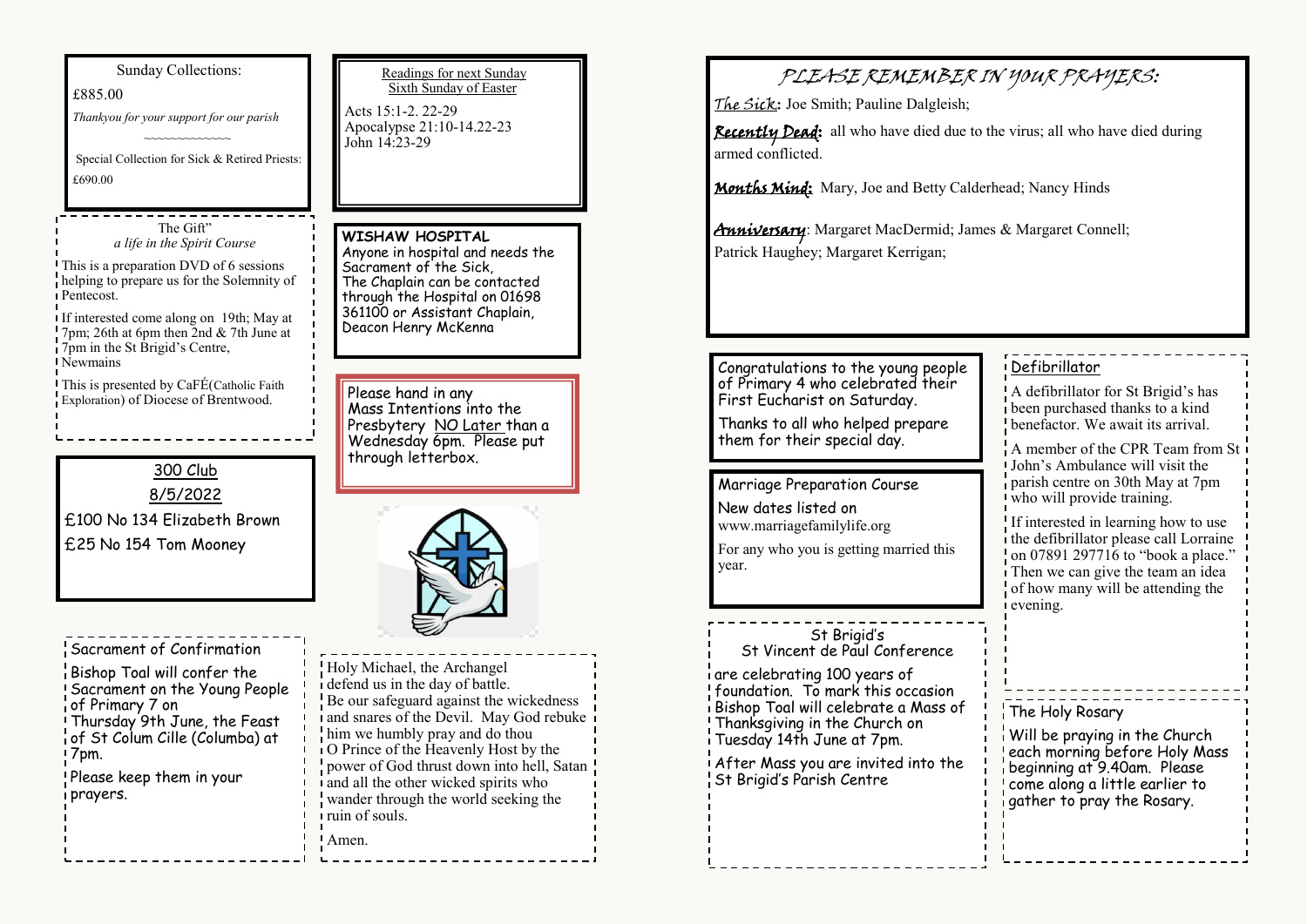Sunday Collections:

£885.00

*Thankyou for your support for our parish*

~~~~~~~~~~~~~

Special Collection for Sick & Retired Priests:

£690.00

The Gift"
*a life in the Spirit Course*

This is a preparation DVD of 6 sessions helping to prepare us for the Solemnity of Pentecost.

If interested come along on 19th; May at 7pm; 26th at 6pm then 2nd & 7th June at 7pm in the St Brigid's Centre, Newmains

This is presented by CaFÉ(Catholic Faith Exploration) of Diocese of Brentwood.

300 Club

8/5/2022

£100 No 134 Elizabeth Brown

£25 No 154 Tom Mooney

Sacrament of Confirmation

Bishop Toal will confer the Sacrament on the Young People of Primary 7 on Thursday 9th June, the Feast of St Colum Cille (Columba) at 7pm.

Please keep them in your prayers.

Readings for next Sunday
Sixth Sunday of Easter

Acts 15:1-2. 22-29
Apocalypse 21:10-14.22-23
John 14:23-29

**WISHAW HOSPITAL**

Anyone in hospital and needs the Sacrament of the Sick,
The Chaplain can be contacted through the Hospital on 01698 361100 or Assistant Chaplain, Deacon Henry McKenna

Please hand in any Mass Intentions into the Presbytery NO Later than a Wednesday 6pm. Please put through letterbox.

Holy Michael, the Archangel defend us in the day of battle. Be our safeguard against the wickedness and snares of the Devil. May God rebuke him we humbly pray and do thou O Prince of the Heavenly Host by the power of God thrust down into hell, Satan and all the other wicked spirits who wander through the world seeking the ruin of souls.

Amen.

## PLEASE REMEMBER IN YOUR PRAYERS:

*The Sick*: Joe Smith; Pauline Dalgleish;

***Recently Dead***: all who have died due to the virus; all who have died during armed conflicted.

***Months Mind***: Mary, Joe and Betty Calderhead; Nancy Hinds

***Anniversary***: Margaret MacDermid; James & Margaret Connell; Patrick Haughey; Margaret Kerrigan;

Congratulations to the young people of Primary 4 who celebrated their First Eucharist on Saturday.

Thanks to all who helped prepare them for their special day.

Marriage Preparation Course

New dates listed on
www.marriagefamilylife.org

For any who you is getting married this year.

St Brigid's
St Vincent de Paul Conference

are celebrating 100 years of foundation. To mark this occasion Bishop Toal will celebrate a Mass of Thanksgiving in the Church on Tuesday 14th June at 7pm.

After Mass you are invited into the St Brigid's Parish Centre

Defibrillator

A defibrillator for St Brigid's has been purchased thanks to a kind benefactor. We await its arrival.

A member of the CPR Team from St John's Ambulance will visit the parish centre on 30th May at 7pm who will provide training.

If interested in learning how to use the defibrillator please call Lorraine on 07891 297716 to "book a place." Then we can give the team an idea of how many will be attending the evening.

The Holy Rosary

Will be praying in the Church each morning before Holy Mass beginning at 9.40am. Please come along a little earlier to gather to pray the Rosary.